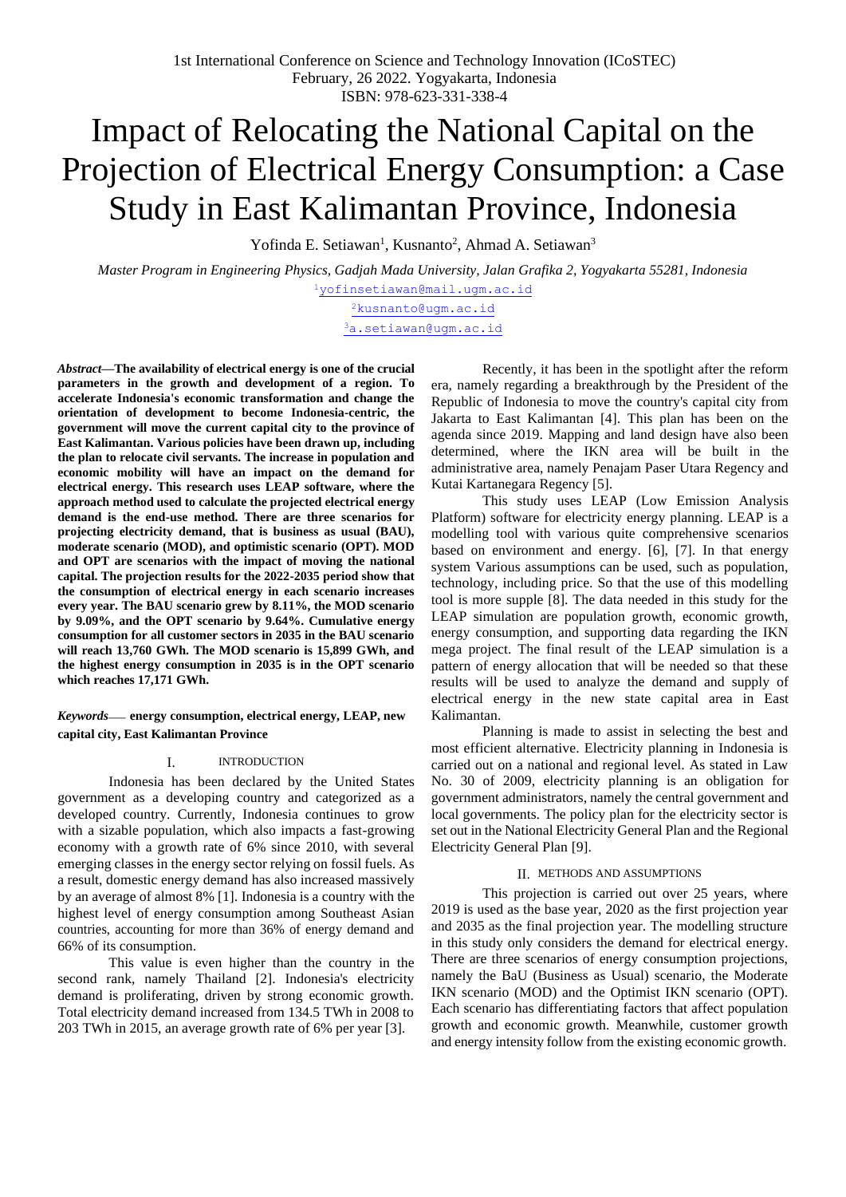# Impact of Relocating the National Capital on the Projection of Electrical Energy Consumption: a Case Study in East Kalimantan Province, Indonesia

Yofinda E. Setiawan[1], Kusnanto[2], Ahmad A. Setiawan[3]

*Master Program in Engineering Physics, Gadjah Mada University, Jalan Grafika 2, Yogyakarta 55281, Indonesia*

[1]yofinsetiawan@mail.ugm.ac.id

[2]kusnanto@ugm.ac.id

[3]a.setiawan@ugm.ac.id

***Abstract*—The availability of electrical energy is one of the crucial parameters in the growth and development of a region. To accelerate Indonesia's economic transformation and change the orientation of development to become Indonesia-centric, the government will move the current capital city to the province of East Kalimantan. Various policies have been drawn up, including the plan to relocate civil servants. The increase in population and economic mobility will have an impact on the demand for electrical energy. This research uses LEAP software, where the approach method used to calculate the projected electrical energy demand is the end-use method. There are three scenarios for projecting electricity demand, that is business as usual (BAU), moderate scenario (MOD), and optimistic scenario (OPT). MOD and OPT are scenarios with the impact of moving the national capital. The projection results for the 2022-2035 period show that the consumption of electrical energy in each scenario increases every year. The BAU scenario grew by 8.11%, the MOD scenario by 9.09%, and the OPT scenario by 9.64%. Cumulative energy consumption for all customer sectors in 2035 in the BAU scenario will reach 13,760 GWh. The MOD scenario is 15,899 GWh, and the highest energy consumption in 2035 is in the OPT scenario which reaches 17,171 GWh.**

***Keywords*— energy consumption, electrical energy, LEAP, new capital city, East Kalimantan Province**

## I. INTRODUCTION

Indonesia has been declared by the United States government as a developing country and categorized as a developed country. Currently, Indonesia continues to grow with a sizable population, which also impacts a fast-growing economy with a growth rate of 6% since 2010, with several emerging classes in the energy sector relying on fossil fuels. As a result, domestic energy demand has also increased massively by an average of almost 8% [1]. Indonesia is a country with the highest level of energy consumption among Southeast Asian countries, accounting for more than 36% of energy demand and 66% of its consumption.

This value is even higher than the country in the second rank, namely Thailand [2]. Indonesia's electricity demand is proliferating, driven by strong economic growth. Total electricity demand increased from 134.5 TWh in 2008 to 203 TWh in 2015, an average growth rate of 6% per year [3].

Recently, it has been in the spotlight after the reform era, namely regarding a breakthrough by the President of the Republic of Indonesia to move the country's capital city from Jakarta to East Kalimantan [4]. This plan has been on the agenda since 2019. Mapping and land design have also been determined, where the IKN area will be built in the administrative area, namely Penajam Paser Utara Regency and Kutai Kartanegara Regency [5].

This study uses LEAP (Low Emission Analysis Platform) software for electricity energy planning. LEAP is a modelling tool with various quite comprehensive scenarios based on environment and energy. [6], [7]. In that energy system Various assumptions can be used, such as population, technology, including price. So that the use of this modelling tool is more supple [8]. The data needed in this study for the LEAP simulation are population growth, economic growth, energy consumption, and supporting data regarding the IKN mega project. The final result of the LEAP simulation is a pattern of energy allocation that will be needed so that these results will be used to analyze the demand and supply of electrical energy in the new state capital area in East Kalimantan.

Planning is made to assist in selecting the best and most efficient alternative. Electricity planning in Indonesia is carried out on a national and regional level. As stated in Law No. 30 of 2009, electricity planning is an obligation for government administrators, namely the central government and local governments. The policy plan for the electricity sector is set out in the National Electricity General Plan and the Regional Electricity General Plan [9].

## II. METHODS AND ASSUMPTIONS

This projection is carried out over 25 years, where 2019 is used as the base year, 2020 as the first projection year and 2035 as the final projection year. The modelling structure in this study only considers the demand for electrical energy. There are three scenarios of energy consumption projections, namely the BaU (Business as Usual) scenario, the Moderate IKN scenario (MOD) and the Optimist IKN scenario (OPT). Each scenario has differentiating factors that affect population growth and economic growth. Meanwhile, customer growth and energy intensity follow from the existing economic growth.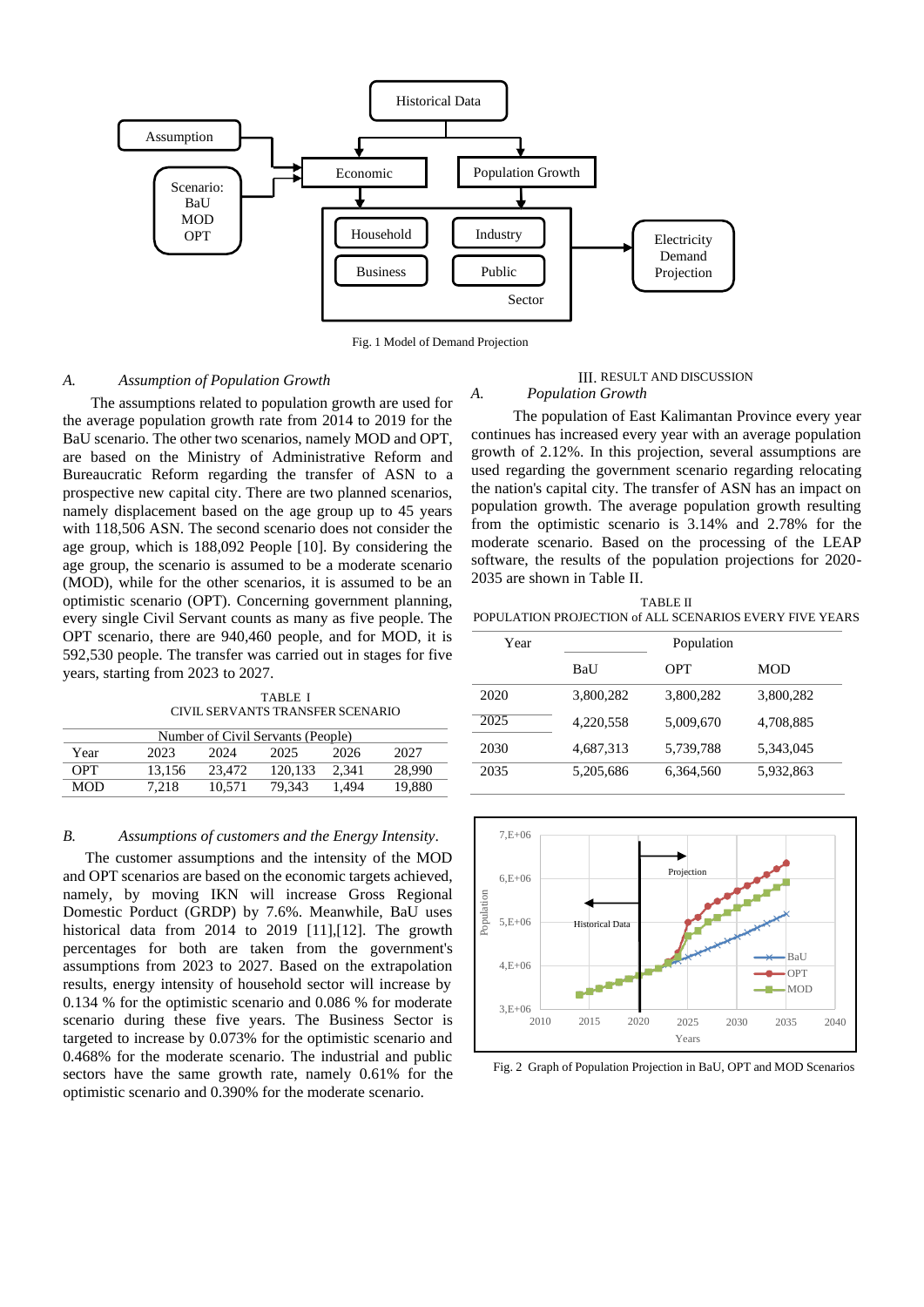Fig. 1 Model of Demand Projection

### A. Assumption of Population Growth

The assumptions related to population growth are used for the average population growth rate from 2014 to 2019 for the BaU scenario. The other two scenarios, namely MOD and OPT, are based on the Ministry of Administrative Reform and Bureaucratic Reform regarding the transfer of ASN to a prospective new capital city. There are two planned scenarios, namely displacement based on the age group up to 45 years with 118,506 ASN. The second scenario does not consider the age group, which is 188,092 People [10]. By considering the age group, the scenario is assumed to be a moderate scenario (MOD), while for the other scenarios, it is assumed to be an optimistic scenario (OPT). Concerning government planning, every single Civil Servant counts as many as five people. The OPT scenario, there are 940,460 people, and for MOD, it is 592,530 people. The transfer was carried out in stages for five years, starting from 2023 to 2027.

TABLE I
CIVIL SERVANTS TRANSFER SCENARIO

| | Number of Civil Servants (People) | | | | |
|---|---|---|---|---|---|
| Year | 2023 | 2024 | 2025 | 2026 | 2027 |
| OPT | 13,156 | 23,472 | 120,133 | 2,341 | 28,990 |
| MOD | 7,218 | 10,571 | 79,343 | 1,494 | 19,880 |

### B. Assumptions of customers and the Energy Intensity.

The customer assumptions and the intensity of the MOD and OPT scenarios are based on the economic targets achieved, namely, by moving IKN will increase Gross Regional Domestic Porduct (GRDP) by 7.6%. Meanwhile, BaU uses historical data from 2014 to 2019 [11],[12]. The growth percentages for both are taken from the government's assumptions from 2023 to 2027. Based on the extrapolation results, energy intensity of household sector will increase by 0.134 % for the optimistic scenario and 0.086 % for moderate scenario during these five years. The Business Sector is targeted to increase by 0.073% for the optimistic scenario and 0.468% for the moderate scenario. The industrial and public sectors have the same growth rate, namely 0.61% for the optimistic scenario and 0.390% for the moderate scenario.

## III. RESULT AND DISCUSSION

### A. Population Growth

The population of East Kalimantan Province every year continues has increased every year with an average population growth of 2.12%. In this projection, several assumptions are used regarding the government scenario regarding relocating the nation's capital city. The transfer of ASN has an impact on population growth. The average population growth resulting from the optimistic scenario is 3.14% and 2.78% for the moderate scenario. Based on the processing of the LEAP software, the results of the population projections for 2020-2035 are shown in Table II.

TABLE II
POPULATION PROJECTION of ALL SCENARIOS EVERY FIVE YEARS

| Year | Population | | |
|---|---|---|---|
| | BaU | OPT | MOD |
| 2020 | 3,800,282 | 3,800,282 | 3,800,282 |
| 2025 | 4,220,558 | 5,009,670 | 4,708,885 |
| 2030 | 4,687,313 | 5,739,788 | 5,343,045 |
| 2035 | 5,205,686 | 6,364,560 | 5,932,863 |

Fig. 2 Graph of Population Projection in BaU, OPT and MOD Scenarios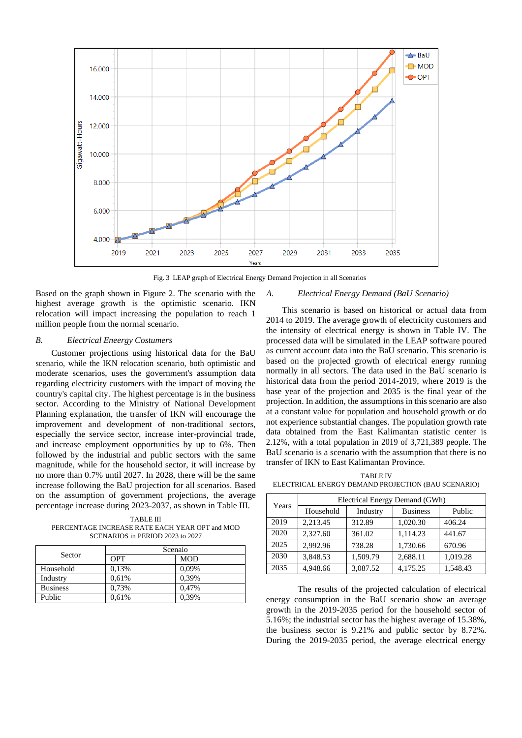Fig. 3 LEAP graph of Electrical Energy Demand Projection in all Scenarios

Based on the graph shown in Figure 2. The scenario with the highest average growth is the optimistic scenario. IKN relocation will impact increasing the population to reach 1 million people from the normal scenario.

### B. *Electrical Eneergy Costumers*

Customer projections using historical data for the BaU scenario, while the IKN relocation scenario, both optimistic and moderate scenarios, uses the government's assumption data regarding electricity customers with the impact of moving the country's capital city. The highest percentage is in the business sector. According to the Ministry of National Development Planning explanation, the transfer of IKN will encourage the improvement and development of non-traditional sectors, especially the service sector, increase inter-provincial trade, and increase employment opportunities by up to 6%. Then followed by the industrial and public sectors with the same magnitude, while for the household sector, it will increase by no more than 0.7% until 2027. In 2028, there will be the same increase following the BaU projection for all scenarios. Based on the assumption of government projections, the average percentage increase during 2023-2037, as shown in Table III.

TABLE III
PERCENTAGE INCREASE RATE EACH YEAR OPT and MOD SCENARIOS in PERIOD 2023 to 2027

| Sector | Scenaio | |
|---|---|---|
| | OPT | MOD |
| Household | 0,13% | 0,09% |
| Industry | 0,61% | 0,39% |
| Business | 0,73% | 0,47% |
| Public | 0,61% | 0,39% |

### A. *Electrical Energy Demand (BaU Scenario)*

This scenario is based on historical or actual data from 2014 to 2019. The average growth of electricity customers and the intensity of electrical energy is shown in Table IV. The processed data will be simulated in the LEAP software poured as current account data into the BaU scenario. This scenario is based on the projected growth of electrical energy running normally in all sectors. The data used in the BaU scenario is historical data from the period 2014-2019, where 2019 is the base year of the projection and 2035 is the final year of the projection. In addition, the assumptions in this scenario are also at a constant value for population and household growth or do not experience substantial changes. The population growth rate data obtained from the East Kalimantan statistic center is 2.12%, with a total population in 2019 of 3,721,389 people. The BaU scenario is a scenario with the assumption that there is no transfer of IKN to East Kalimantan Province.

TABLE IV
ELECTRICAL ENERGY DEMAND PROJECTION (BAU SCENARIO)

| Years | Electrical Energy Demand (GWh) | | | |
|---|---|---|---|---|
| | Household | Industry | Business | Public |
| 2019 | 2,213.45 | 312.89 | 1,020.30 | 406.24 |
| 2020 | 2,327.60 | 361.02 | 1,114.23 | 441.67 |
| 2025 | 2,992.96 | 738.28 | 1,730.66 | 670.96 |
| 2030 | 3,848.53 | 1,509.79 | 2,688.11 | 1,019.28 |
| 2035 | 4,948.66 | 3,087.52 | 4,175.25 | 1,548.43 |

The results of the projected calculation of electrical energy consumption in the BaU scenario show an average growth in the 2019-2035 period for the household sector of 5.16%; the industrial sector has the highest average of 15.38%, the business sector is 9.21% and public sector by 8.72%. During the 2019-2035 period, the average electrical energy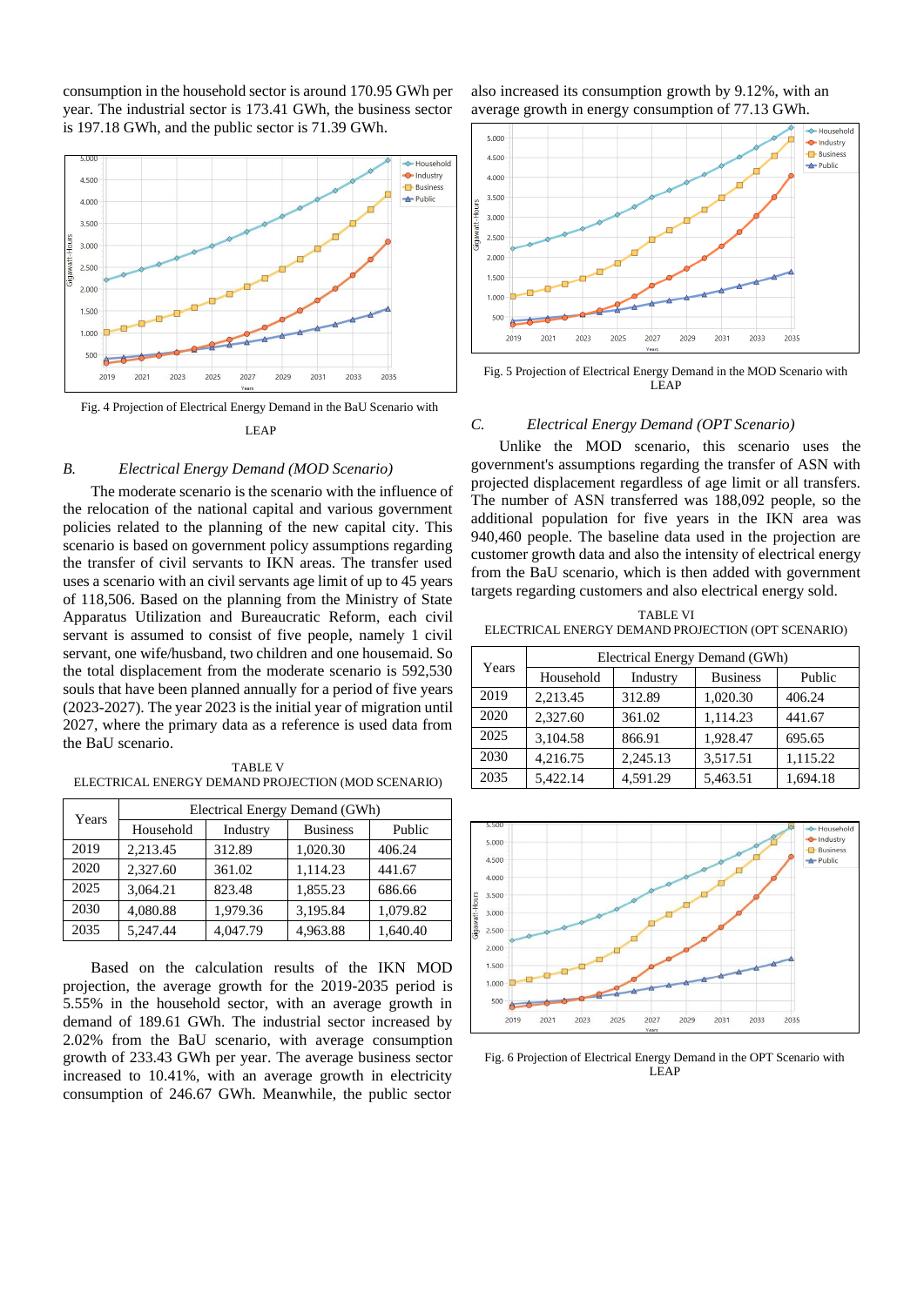consumption in the household sector is around 170.95 GWh per year. The industrial sector is 173.41 GWh, the business sector is 197.18 GWh, and the public sector is 71.39 GWh.

Fig. 4 Projection of Electrical Energy Demand in the BaU Scenario with LEAP

### B. *Electrical Energy Demand (MOD Scenario)*

The moderate scenario is the scenario with the influence of the relocation of the national capital and various government policies related to the planning of the new capital city. This scenario is based on government policy assumptions regarding the transfer of civil servants to IKN areas. The transfer used uses a scenario with an civil servants age limit of up to 45 years of 118,506. Based on the planning from the Ministry of State Apparatus Utilization and Bureaucratic Reform, each civil servant is assumed to consist of five people, namely 1 civil servant, one wife/husband, two children and one housemaid. So the total displacement from the moderate scenario is 592,530 souls that have been planned annually for a period of five years (2023-2027). The year 2023 is the initial year of migration until 2027, where the primary data as a reference is used data from the BaU scenario.

TABLE V
ELECTRICAL ENERGY DEMAND PROJECTION (MOD SCENARIO)

| Years | Electrical Energy Demand (GWh) | | | |
|---|---|---|---|---|
| | Household | Industry | Business | Public |
| 2019 | 2,213.45 | 312.89 | 1,020.30 | 406.24 |
| 2020 | 2,327.60 | 361.02 | 1,114.23 | 441.67 |
| 2025 | 3,064.21 | 823.48 | 1,855.23 | 686.66 |
| 2030 | 4,080.88 | 1,979.36 | 3,195.84 | 1,079.82 |
| 2035 | 5,247.44 | 4,047.79 | 4,963.88 | 1,640.40 |

Based on the calculation results of the IKN MOD projection, the average growth for the 2019-2035 period is 5.55% in the household sector, with an average increase in demand of 189.61 GWh. The industrial sector increased by 2.02% from the BaU scenario, with average consumption growth of 233.43 GWh per year. The average business sector increased to 10.41%, with an average growth in electricity consumption of 246.67 GWh. Meanwhile, the public sector also increased its consumption growth by 9.12%, with an average growth in energy consumption of 77.13 GWh.

Fig. 5 Projection of Electrical Energy Demand in the MOD Scenario with LEAP

### C. *Electrical Energy Demand (OPT Scenario)*

Unlike the MOD scenario, this scenario uses the government's assumptions regarding the transfer of ASN with projected displacement regardless of age limit or all transfers. The number of ASN transferred was 188,092 people, so the additional population for five years in the IKN area was 940,460 people. The baseline data used in the projection are customer growth data and also the intensity of electrical energy from the BaU scenario, which is then added with government targets regarding customers and also electrical energy sold.

TABLE VI
ELECTRICAL ENERGY DEMAND PROJECTION (OPT SCENARIO)

| Years | Electrical Energy Demand (GWh) | | | |
|---|---|---|---|---|
| | Household | Industry | Business | Public |
| 2019 | 2,213.45 | 312.89 | 1,020.30 | 406.24 |
| 2020 | 2,327.60 | 361.02 | 1,114.23 | 441.67 |
| 2025 | 3,104.58 | 866.91 | 1,928.47 | 695.65 |
| 2030 | 4,216.75 | 2,245.13 | 3,517.51 | 1,115.22 |
| 2035 | 5,422.14 | 4,591.29 | 5,463.51 | 1,694.18 |

Fig. 6 Projection of Electrical Energy Demand in the OPT Scenario with LEAP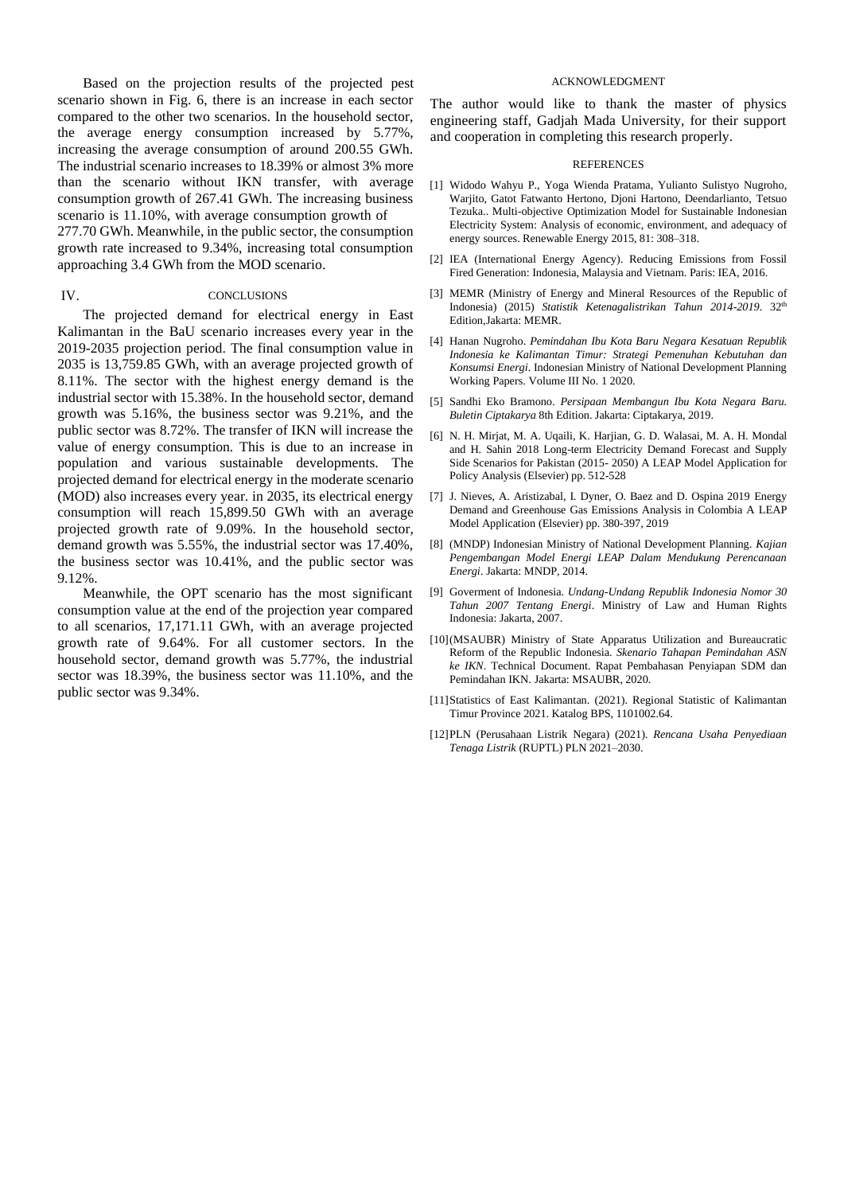Based on the projection results of the projected pest scenario shown in Fig. 6, there is an increase in each sector compared to the other two scenarios. In the household sector, the average energy consumption increased by 5.77%, increasing the average consumption of around 200.55 GWh. The industrial scenario increases to 18.39% or almost 3% more than the scenario without IKN transfer, with average consumption growth of 267.41 GWh. The increasing business scenario is 11.10%, with average consumption growth of 277.70 GWh. Meanwhile, in the public sector, the consumption growth rate increased to 9.34%, increasing total consumption approaching 3.4 GWh from the MOD scenario.

## IV. CONCLUSIONS

The projected demand for electrical energy in East Kalimantan in the BaU scenario increases every year in the 2019-2035 projection period. The final consumption value in 2035 is 13,759.85 GWh, with an average projected growth of 8.11%. The sector with the highest energy demand is the industrial sector with 15.38%. In the household sector, demand growth was 5.16%, the business sector was 9.21%, and the public sector was 8.72%. The transfer of IKN will increase the value of energy consumption. This is due to an increase in population and various sustainable developments. The projected demand for electrical energy in the moderate scenario (MOD) also increases every year. in 2035, its electrical energy consumption will reach 15,899.50 GWh with an average projected growth rate of 9.09%. In the household sector, demand growth was 5.55%, the industrial sector was 17.40%, the business sector was 10.41%, and the public sector was 9.12%.

Meanwhile, the OPT scenario has the most significant consumption value at the end of the projection year compared to all scenarios, 17,171.11 GWh, with an average projected growth rate of 9.64%. For all customer sectors. In the household sector, demand growth was 5.77%, the industrial sector was 18.39%, the business sector was 11.10%, and the public sector was 9.34%.

## ACKNOWLEDGMENT

The author would like to thank the master of physics engineering staff, Gadjah Mada University, for their support and cooperation in completing this research properly.

## REFERENCES

[1] Widodo Wahyu P., Yoga Wienda Pratama, Yulianto Sulistyo Nugroho, Warjito, Gatot Fatwanto Hertono, Djoni Hartono, Deendarlianto, Tetsuo Tezuka.. Multi-objective Optimization Model for Sustainable Indonesian Electricity System: Analysis of economic, environment, and adequacy of energy sources. Renewable Energy 2015, 81: 308–318.

[2] IEA (International Energy Agency). Reducing Emissions from Fossil Fired Generation: Indonesia, Malaysia and Vietnam. Paris: IEA, 2016.

[3] MEMR (Ministry of Energy and Mineral Resources of the Republic of Indonesia) (2015) *Statistik Ketenagalistrikan Tahun 2014-2019*. 32th Edition,Jakarta: MEMR.

[4] Hanan Nugroho. *Pemindahan Ibu Kota Baru Negara Kesatuan Republik Indonesia ke Kalimantan Timur: Strategi Pemenuhan Kebutuhan dan Konsumsi Energi*. Indonesian Ministry of National Development Planning Working Papers. Volume III No. 1 2020.

[5] Sandhi Eko Bramono. *Persipaan Membangun Ibu Kota Negara Baru. Buletin Ciptakarya* 8th Edition. Jakarta: Ciptakarya, 2019.

[6] N. H. Mirjat, M. A. Uqaili, K. Harjian, G. D. Walasai, M. A. H. Mondal and H. Sahin 2018 Long-term Electricity Demand Forecast and Supply Side Scenarios for Pakistan (2015- 2050) A LEAP Model Application for Policy Analysis (Elsevier) pp. 512-528

[7] J. Nieves, A. Aristizabal, I. Dyner, O. Baez and D. Ospina 2019 Energy Demand and Greenhouse Gas Emissions Analysis in Colombia A LEAP Model Application (Elsevier) pp. 380-397, 2019

[8] (MNDP) Indonesian Ministry of National Development Planning. *Kajian Pengembangan Model Energi LEAP Dalam Mendukung Perencanaan Energi*. Jakarta: MNDP, 2014.

[9] Goverment of Indonesia. *Undang-Undang Republik Indonesia Nomor 30 Tahun 2007 Tentang Energi*. Ministry of Law and Human Rights Indonesia: Jakarta, 2007.

[10] (MSAUBR) Ministry of State Apparatus Utilization and Bureaucratic Reform of the Republic Indonesia. *Skenario Tahapan Pemindahan ASN ke IKN*. Technical Document. Rapat Pembahasan Penyiapan SDM dan Pemindahan IKN. Jakarta: MSAUBR, 2020.

[11] Statistics of East Kalimantan. (2021). Regional Statistic of Kalimantan Timur Province 2021. Katalog BPS, 1101002.64.

[12] PLN (Perusahaan Listrik Negara) (2021). *Rencana Usaha Penyediaan Tenaga Listrik* (RUPTL) PLN 2021–2030.